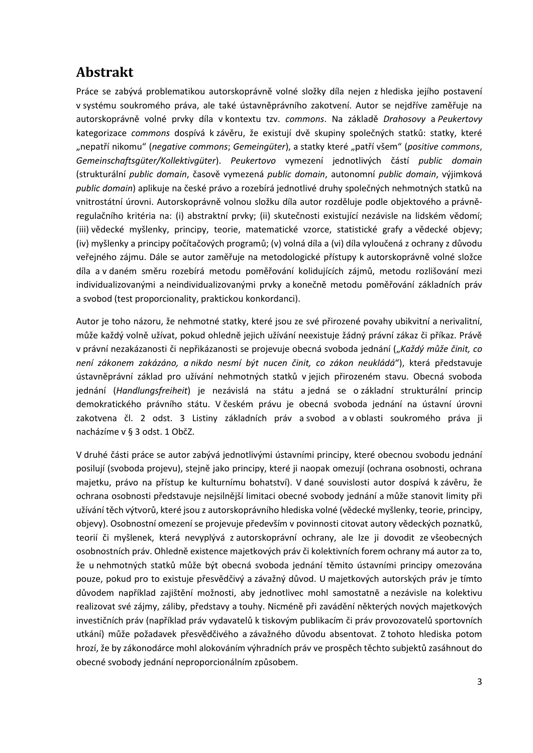# Abstrakt

Práce se zabývá problematikou autorskoprávně volné složky díla nejen z hlediska jejího postavení v systému soukromého práva, ale také ústavněprávního zakotvení. Autor se nejdříve zaměřuje na autorskoprávně volné prvky díla v kontextu tzv. *commons*. Na základě *Drahosovy* a *Peukertovy* kategorizace *commons* dospívá k závěru, že existují dvě skupiny společných statků: statky, které „nepatří nikomu“ (*negative commons*; *Gemeingüter*), a statky které „patří všem“ (*positive commons*, *Gemeinschaftsgüter/Kollektivgüter*). *Peukertovo* vymezení jednotlivých částí *public domain* (strukturální *public domain*, časově vymezená *public domain*, autonomní *public domain*, výjimková *public domain*) aplikuje na české právo a rozebírá jednotlivé druhy společných nehmotných statků na vnitrostátní úrovni. Autorskoprávně volnou složku díla autor rozděluje podle objektového a právně-regulačního kritéria na: (i) abstraktní prvky; (ii) skutečnosti existující nezávisle na lidském vědomí; (iii) vědecké myšlenky, principy, teorie, matematické vzorce, statistické grafy a vědecké objevy; (iv) myšlenky a principy počítačových programů; (v) volná díla a (vi) díla vyloučená z ochrany z důvodu veřejného zájmu. Dále se autor zaměřuje na metodologické přístupy k autorskoprávně volné složce díla a v daném směru rozebírá metodu poměřování kolidujících zájmů, metodu rozlišování mezi individualizovanými a neindividualizovanými prvky a konečně metodu poměřování základních práv a svobod (test proporcionality, praktickou konkordanci).

Autor je toho názoru, že nehmotné statky, které jsou ze své přirozené povahy ubikvitní a nerivalitní, může každý volně užívat, pokud ohledně jejich užívání neexistuje žádný právní zákaz či příkaz. Právě v právní nezakázanosti či nepřikázanosti se projevuje obecná svoboda jednání (*„Každý může činit, co není zákonem zakázáno, a nikdo nesmí být nucen činit, co zákon neukládá“*), která představuje ústavněprávní základ pro užívání nehmotných statků v jejich přirozeném stavu. Obecná svoboda jednání (*Handlungsfreiheit*) je nezávislá na státu a jedná se o základní strukturální princip demokratického právního státu. V českém právu je obecná svoboda jednání na ústavní úrovni zakotvena čl. 2 odst. 3 Listiny základních práv a svobod a v oblasti soukromého práva ji nacházíme v § 3 odst. 1 ObčZ.

V druhé části práce se autor zabývá jednotlivými ústavními principy, které obecnou svobodu jednání posilují (svoboda projevu), stejně jako principy, které ji naopak omezují (ochrana osobnosti, ochrana majetku, právo na přístup ke kulturnímu bohatství). V dané souvislosti autor dospívá k závěru, že ochrana osobnosti představuje nejsilnější limitaci obecné svobody jednání a může stanovit limity při užívání těch výtvorů, které jsou z autorskoprávního hlediska volné (vědecké myšlenky, teorie, principy, objevy). Osobnostní omezení se projevuje především v povinnosti citovat autory vědeckých poznatků, teorií či myšlenek, která nevyplývá z autorskoprávní ochrany, ale lze ji dovodit ze všeobecných osobnostních práv. Ohledně existence majetkových práv či kolektivních forem ochrany má autor za to, že u nehmotných statků může být obecná svoboda jednání těmito ústavními principy omezována pouze, pokud pro to existuje přesvědčivý a závažný důvod. U majetkových autorských práv je tímto důvodem například zajištění možnosti, aby jednotlivec mohl samostatně a nezávisle na kolektivu realizovat své zájmy, záliby, představy a touhy. Nicméně při zavádění některých nových majetkových investičních práv (například práv vydavatelů k tiskovým publikacím či práv provozovatelů sportovních utkání) může požadavek přesvědčivého a závažného důvodu absentovat. Z tohoto hlediska potom hrozí, že by zákonodárce mohl alokováním výhradních práv ve prospěch těchto subjektů zasáhnout do obecné svobody jednání neproporcionálním způsobem.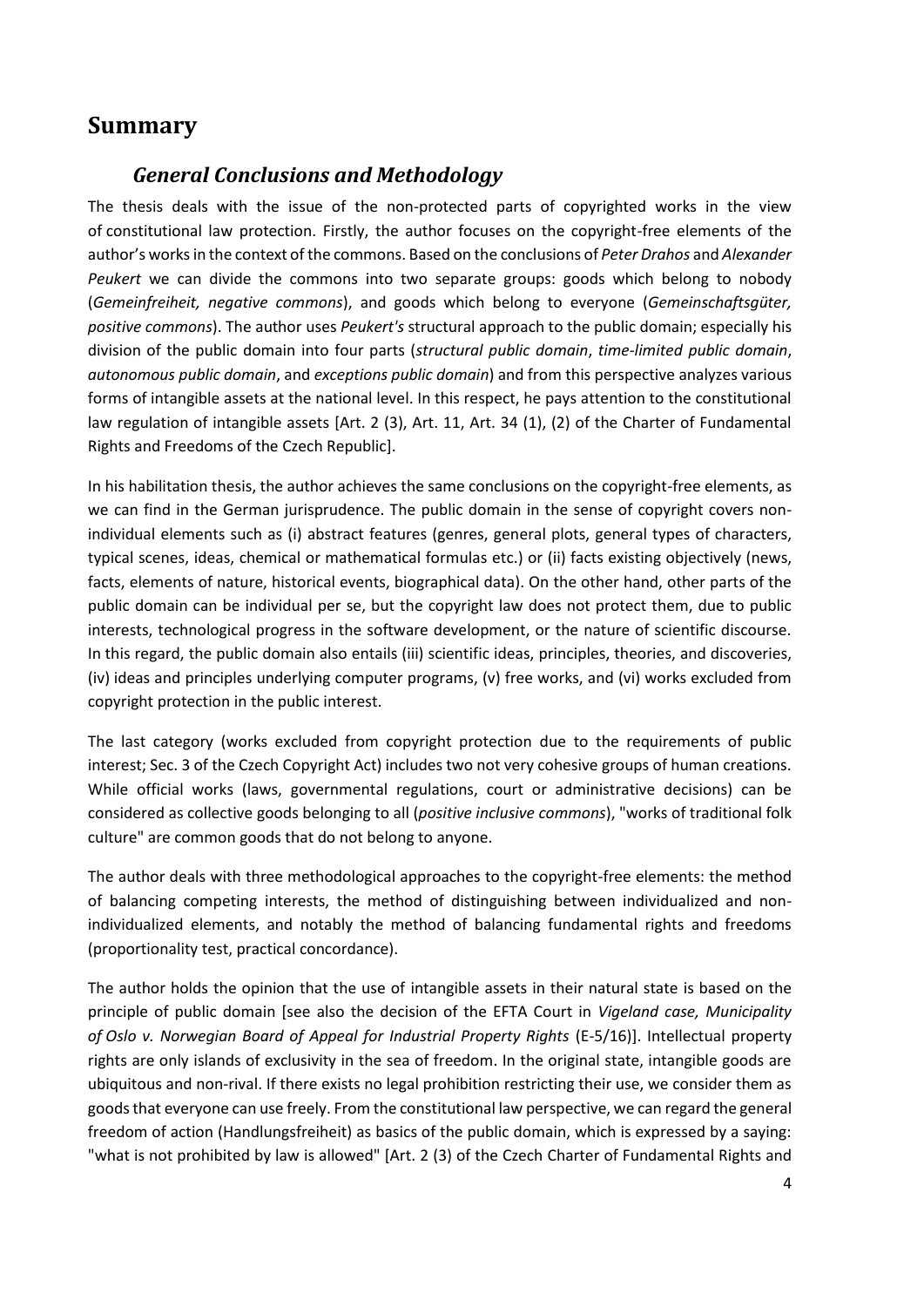# Summary

## *General Conclusions and Methodology*

The thesis deals with the issue of the non-protected parts of copyrighted works in the view of constitutional law protection. Firstly, the author focuses on the copyright-free elements of the author's works in the context of the commons. Based on the conclusions of *Peter Drahos* and *Alexander Peukert* we can divide the commons into two separate groups: goods which belong to nobody (*Gemeinfreiheit, negative commons*), and goods which belong to everyone (*Gemeinschaftsgüter, positive commons*). The author uses *Peukert's* structural approach to the public domain; especially his division of the public domain into four parts (*structural public domain*, *time-limited public domain*, *autonomous public domain*, and *exceptions public domain*) and from this perspective analyzes various forms of intangible assets at the national level. In this respect, he pays attention to the constitutional law regulation of intangible assets [Art. 2 (3), Art. 11, Art. 34 (1), (2) of the Charter of Fundamental Rights and Freedoms of the Czech Republic].

In his habilitation thesis, the author achieves the same conclusions on the copyright-free elements, as we can find in the German jurisprudence. The public domain in the sense of copyright covers non-individual elements such as (i) abstract features (genres, general plots, general types of characters, typical scenes, ideas, chemical or mathematical formulas etc.) or (ii) facts existing objectively (news, facts, elements of nature, historical events, biographical data). On the other hand, other parts of the public domain can be individual per se, but the copyright law does not protect them, due to public interests, technological progress in the software development, or the nature of scientific discourse. In this regard, the public domain also entails (iii) scientific ideas, principles, theories, and discoveries, (iv) ideas and principles underlying computer programs, (v) free works, and (vi) works excluded from copyright protection in the public interest.

The last category (works excluded from copyright protection due to the requirements of public interest; Sec. 3 of the Czech Copyright Act) includes two not very cohesive groups of human creations. While official works (laws, governmental regulations, court or administrative decisions) can be considered as collective goods belonging to all (*positive inclusive commons*), "works of traditional folk culture" are common goods that do not belong to anyone.

The author deals with three methodological approaches to the copyright-free elements: the method of balancing competing interests, the method of distinguishing between individualized and non-individualized elements, and notably the method of balancing fundamental rights and freedoms (proportionality test, practical concordance).

The author holds the opinion that the use of intangible assets in their natural state is based on the principle of public domain [see also the decision of the EFTA Court in *Vigeland case, Municipality of Oslo v. Norwegian Board of Appeal for Industrial Property Rights* (E-5/16)]. Intellectual property rights are only islands of exclusivity in the sea of freedom. In the original state, intangible goods are ubiquitous and non-rival. If there exists no legal prohibition restricting their use, we consider them as goods that everyone can use freely. From the constitutional law perspective, we can regard the general freedom of action (Handlungsfreiheit) as basics of the public domain, which is expressed by a saying: "what is not prohibited by law is allowed" [Art. 2 (3) of the Czech Charter of Fundamental Rights and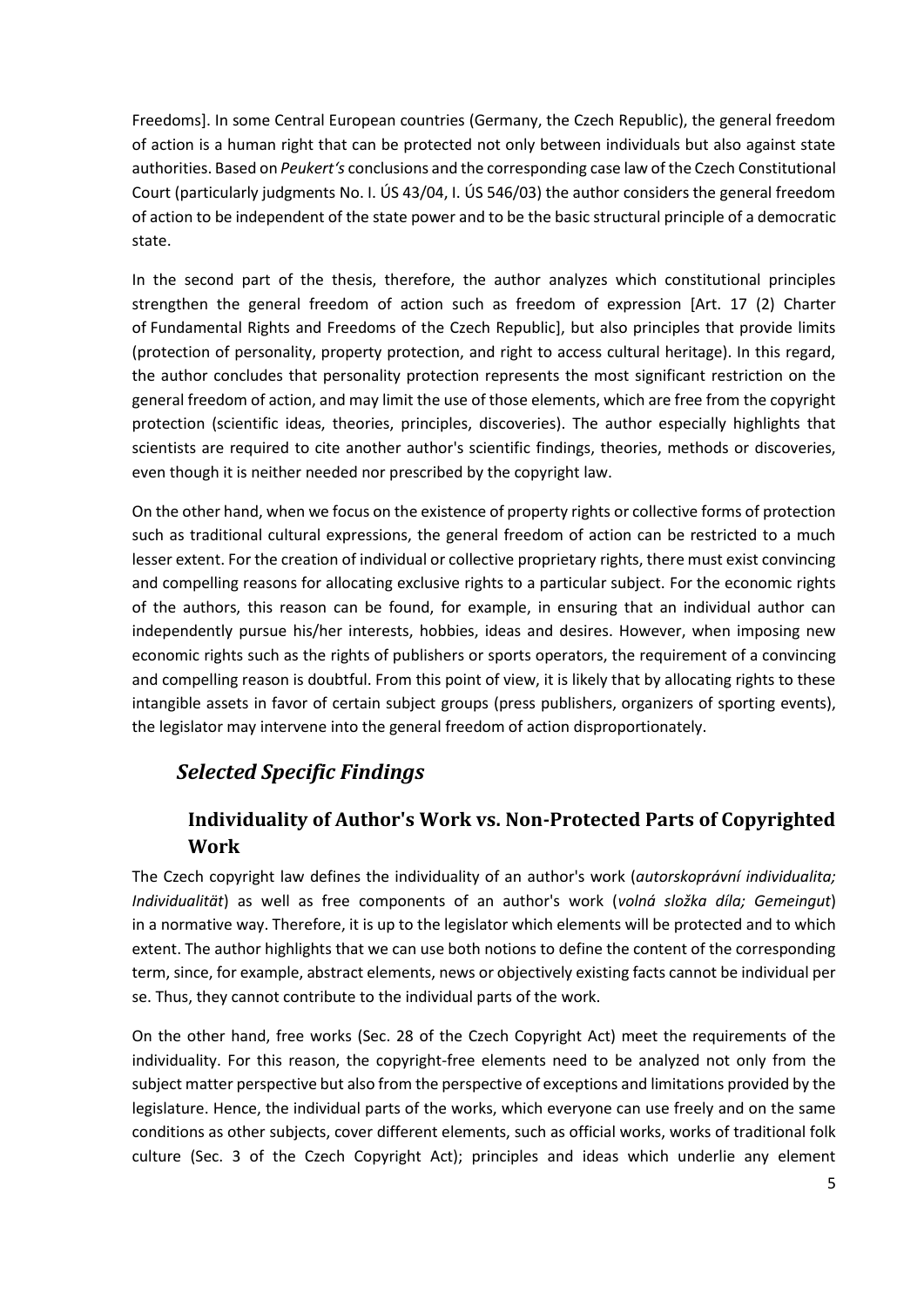Freedoms]. In some Central European countries (Germany, the Czech Republic), the general freedom of action is a human right that can be protected not only between individuals but also against state authorities. Based on *Peukert's* conclusions and the corresponding case law of the Czech Constitutional Court (particularly judgments No. I. ÚS 43/04, I. ÚS 546/03) the author considers the general freedom of action to be independent of the state power and to be the basic structural principle of a democratic state.

In the second part of the thesis, therefore, the author analyzes which constitutional principles strengthen the general freedom of action such as freedom of expression [Art. 17 (2) Charter of Fundamental Rights and Freedoms of the Czech Republic], but also principles that provide limits (protection of personality, property protection, and right to access cultural heritage). In this regard, the author concludes that personality protection represents the most significant restriction on the general freedom of action, and may limit the use of those elements, which are free from the copyright protection (scientific ideas, theories, principles, discoveries). The author especially highlights that scientists are required to cite another author's scientific findings, theories, methods or discoveries, even though it is neither needed nor prescribed by the copyright law.

On the other hand, when we focus on the existence of property rights or collective forms of protection such as traditional cultural expressions, the general freedom of action can be restricted to a much lesser extent. For the creation of individual or collective proprietary rights, there must exist convincing and compelling reasons for allocating exclusive rights to a particular subject. For the economic rights of the authors, this reason can be found, for example, in ensuring that an individual author can independently pursue his/her interests, hobbies, ideas and desires. However, when imposing new economic rights such as the rights of publishers or sports operators, the requirement of a convincing and compelling reason is doubtful. From this point of view, it is likely that by allocating rights to these intangible assets in favor of certain subject groups (press publishers, organizers of sporting events), the legislator may intervene into the general freedom of action disproportionately.

## *Selected Specific Findings*

### Individuality of Author's Work vs. Non-Protected Parts of Copyrighted Work

The Czech copyright law defines the individuality of an author's work (*autorskoprávní individualita; Individualität*) as well as free components of an author's work (*volná složka díla; Gemeingut*) in a normative way. Therefore, it is up to the legislator which elements will be protected and to which extent. The author highlights that we can use both notions to define the content of the corresponding term, since, for example, abstract elements, news or objectively existing facts cannot be individual per se. Thus, they cannot contribute to the individual parts of the work.

On the other hand, free works (Sec. 28 of the Czech Copyright Act) meet the requirements of the individuality. For this reason, the copyright-free elements need to be analyzed not only from the subject matter perspective but also from the perspective of exceptions and limitations provided by the legislature. Hence, the individual parts of the works, which everyone can use freely and on the same conditions as other subjects, cover different elements, such as official works, works of traditional folk culture (Sec. 3 of the Czech Copyright Act); principles and ideas which underlie any element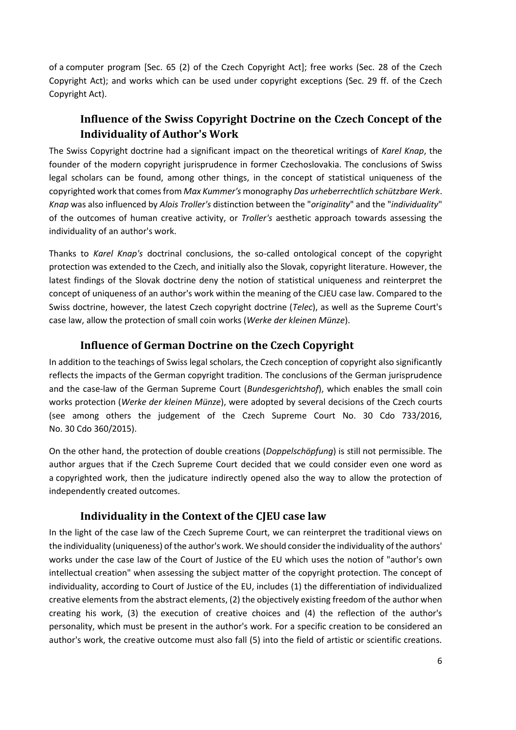of a computer program [Sec. 65 (2) of the Czech Copyright Act]; free works (Sec. 28 of the Czech Copyright Act); and works which can be used under copyright exceptions (Sec. 29 ff. of the Czech Copyright Act).

## Influence of the Swiss Copyright Doctrine on the Czech Concept of the Individuality of Author's Work

The Swiss Copyright doctrine had a significant impact on the theoretical writings of *Karel Knap*, the founder of the modern copyright jurisprudence in former Czechoslovakia. The conclusions of Swiss legal scholars can be found, among other things, in the concept of statistical uniqueness of the copyrighted work that comes from *Max Kummer's* monography *Das urheberrechtlich schützbare Werk*. *Knap* was also influenced by *Alois Troller's* distinction between the "*originality*" and the "*individuality*" of the outcomes of human creative activity, or *Troller's* aesthetic approach towards assessing the individuality of an author's work.

Thanks to *Karel Knap's* doctrinal conclusions, the so-called ontological concept of the copyright protection was extended to the Czech, and initially also the Slovak, copyright literature. However, the latest findings of the Slovak doctrine deny the notion of statistical uniqueness and reinterpret the concept of uniqueness of an author's work within the meaning of the CJEU case law. Compared to the Swiss doctrine, however, the latest Czech copyright doctrine (*Telec*), as well as the Supreme Court's case law, allow the protection of small coin works (*Werke der kleinen Münze*).

## Influence of German Doctrine on the Czech Copyright

In addition to the teachings of Swiss legal scholars, the Czech conception of copyright also significantly reflects the impacts of the German copyright tradition. The conclusions of the German jurisprudence and the case-law of the German Supreme Court (*Bundesgerichtshof*), which enables the small coin works protection (*Werke der kleinen Münze*), were adopted by several decisions of the Czech courts (see among others the judgement of the Czech Supreme Court No. 30 Cdo 733/2016, No. 30 Cdo 360/2015).

On the other hand, the protection of double creations (*Doppelschöpfung*) is still not permissible. The author argues that if the Czech Supreme Court decided that we could consider even one word as a copyrighted work, then the judicature indirectly opened also the way to allow the protection of independently created outcomes.

## Individuality in the Context of the CJEU case law

In the light of the case law of the Czech Supreme Court, we can reinterpret the traditional views on the individuality (uniqueness) of the author's work. We should consider the individuality of the authors' works under the case law of the Court of Justice of the EU which uses the notion of "author's own intellectual creation" when assessing the subject matter of the copyright protection. The concept of individuality, according to Court of Justice of the EU, includes (1) the differentiation of individualized creative elements from the abstract elements, (2) the objectively existing freedom of the author when creating his work, (3) the execution of creative choices and (4) the reflection of the author's personality, which must be present in the author's work. For a specific creation to be considered an author's work, the creative outcome must also fall (5) into the field of artistic or scientific creations.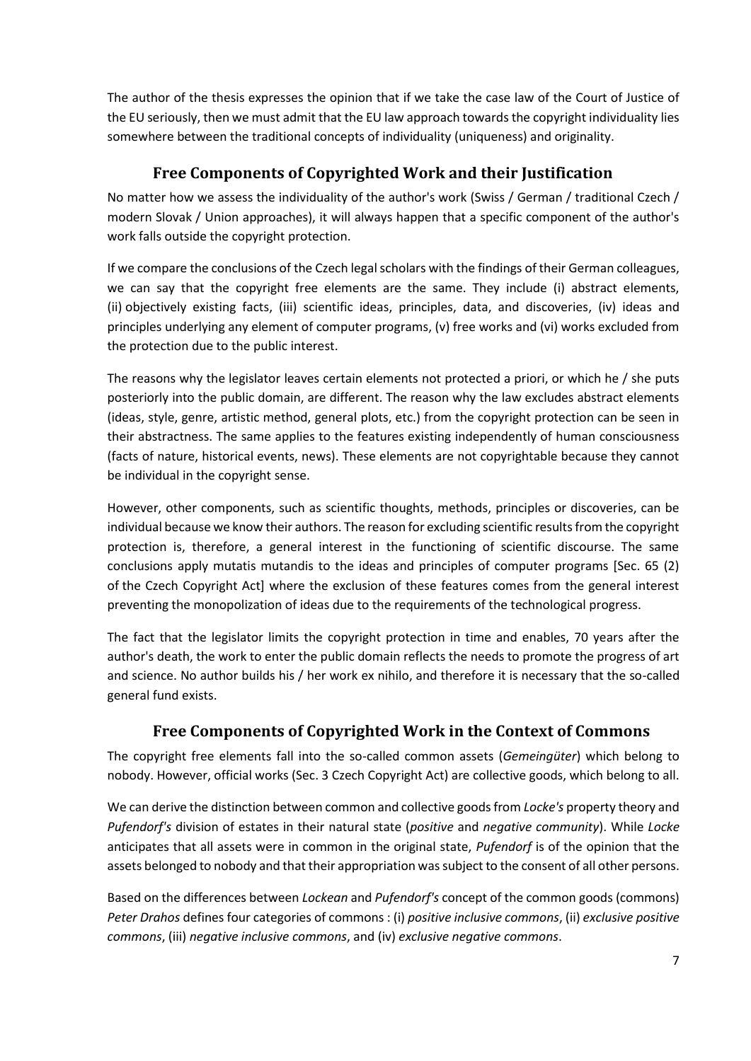The author of the thesis expresses the opinion that if we take the case law of the Court of Justice of the EU seriously, then we must admit that the EU law approach towards the copyright individuality lies somewhere between the traditional concepts of individuality (uniqueness) and originality.

## Free Components of Copyrighted Work and their Justification

No matter how we assess the individuality of the author's work (Swiss / German / traditional Czech / modern Slovak / Union approaches), it will always happen that a specific component of the author's work falls outside the copyright protection.

If we compare the conclusions of the Czech legal scholars with the findings of their German colleagues, we can say that the copyright free elements are the same. They include (i) abstract elements, (ii) objectively existing facts, (iii) scientific ideas, principles, data, and discoveries, (iv) ideas and principles underlying any element of computer programs, (v) free works and (vi) works excluded from the protection due to the public interest.

The reasons why the legislator leaves certain elements not protected a priori, or which he / she puts posteriorly into the public domain, are different. The reason why the law excludes abstract elements (ideas, style, genre, artistic method, general plots, etc.) from the copyright protection can be seen in their abstractness. The same applies to the features existing independently of human consciousness (facts of nature, historical events, news). These elements are not copyrightable because they cannot be individual in the copyright sense.

However, other components, such as scientific thoughts, methods, principles or discoveries, can be individual because we know their authors. The reason for excluding scientific results from the copyright protection is, therefore, a general interest in the functioning of scientific discourse. The same conclusions apply mutatis mutandis to the ideas and principles of computer programs [Sec. 65 (2) of the Czech Copyright Act] where the exclusion of these features comes from the general interest preventing the monopolization of ideas due to the requirements of the technological progress.

The fact that the legislator limits the copyright protection in time and enables, 70 years after the author's death, the work to enter the public domain reflects the needs to promote the progress of art and science. No author builds his / her work ex nihilo, and therefore it is necessary that the so-called general fund exists.

## Free Components of Copyrighted Work in the Context of Commons

The copyright free elements fall into the so-called common assets (*Gemeingüter*) which belong to nobody. However, official works (Sec. 3 Czech Copyright Act) are collective goods, which belong to all.

We can derive the distinction between common and collective goods from *Locke's* property theory and *Pufendorf's* division of estates in their natural state (*positive* and *negative community*). While *Locke* anticipates that all assets were in common in the original state, *Pufendorf* is of the opinion that the assets belonged to nobody and that their appropriation was subject to the consent of all other persons.

Based on the differences between *Lockean* and *Pufendorf's* concept of the common goods (commons) *Peter Drahos* defines four categories of commons : (i) *positive inclusive commons*, (ii) *exclusive positive commons*, (iii) *negative inclusive commons*, and (iv) *exclusive negative commons*.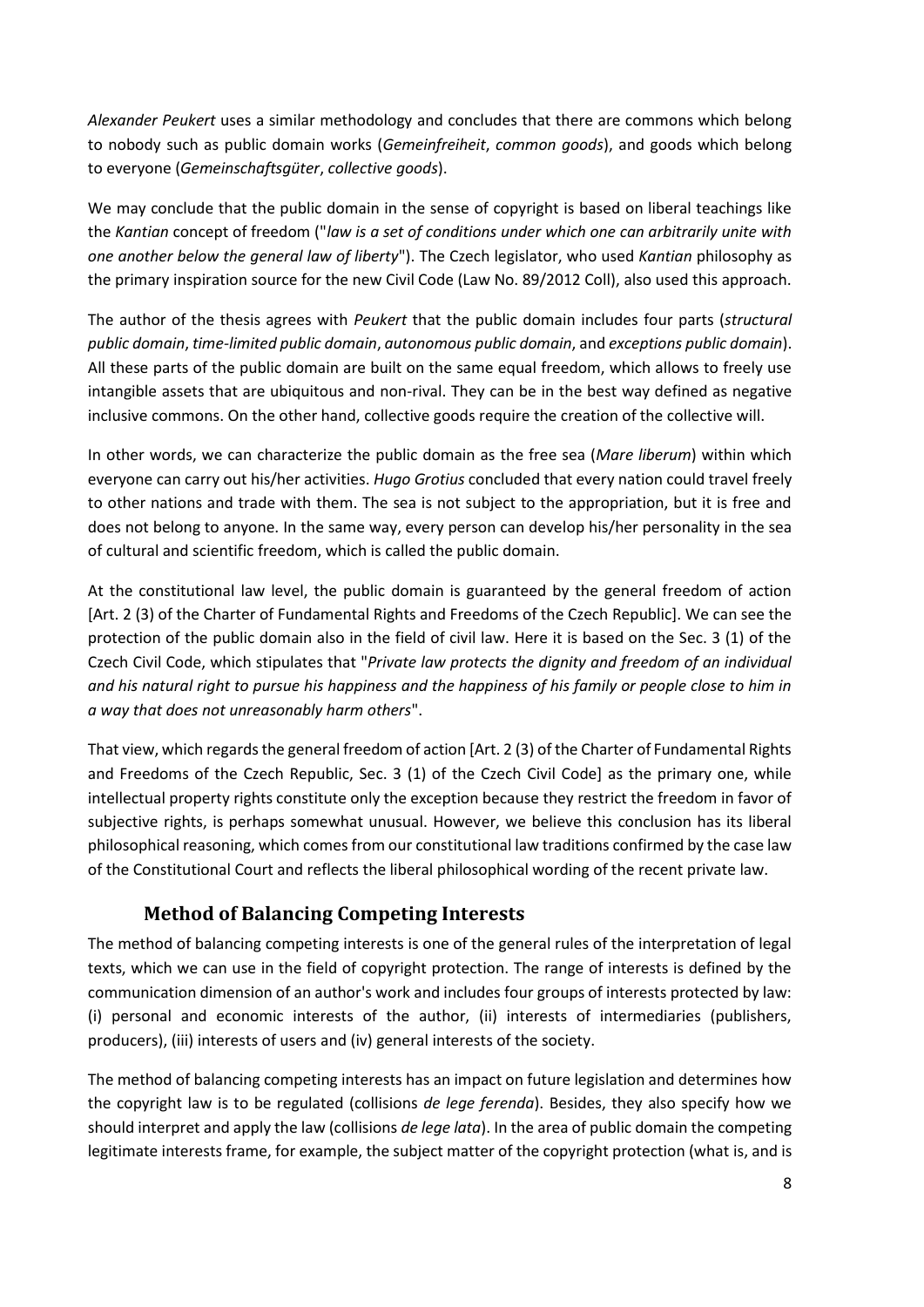*Alexander Peukert* uses a similar methodology and concludes that there are commons which belong to nobody such as public domain works (*Gemeinfreiheit*, *common goods*), and goods which belong to everyone (*Gemeinschaftsgüter*, *collective goods*).

We may conclude that the public domain in the sense of copyright is based on liberal teachings like the *Kantian* concept of freedom ("*law is a set of conditions under which one can arbitrarily unite with one another below the general law of liberty*"). The Czech legislator, who used *Kantian* philosophy as the primary inspiration source for the new Civil Code (Law No. 89/2012 Coll), also used this approach.

The author of the thesis agrees with *Peukert* that the public domain includes four parts (*structural public domain*, *time-limited public domain*, *autonomous public domain*, and *exceptions public domain*). All these parts of the public domain are built on the same equal freedom, which allows to freely use intangible assets that are ubiquitous and non-rival. They can be in the best way defined as negative inclusive commons. On the other hand, collective goods require the creation of the collective will.

In other words, we can characterize the public domain as the free sea (*Mare liberum*) within which everyone can carry out his/her activities. *Hugo Grotius* concluded that every nation could travel freely to other nations and trade with them. The sea is not subject to the appropriation, but it is free and does not belong to anyone. In the same way, every person can develop his/her personality in the sea of cultural and scientific freedom, which is called the public domain.

At the constitutional law level, the public domain is guaranteed by the general freedom of action [Art. 2 (3) of the Charter of Fundamental Rights and Freedoms of the Czech Republic]. We can see the protection of the public domain also in the field of civil law. Here it is based on the Sec. 3 (1) of the Czech Civil Code, which stipulates that "*Private law protects the dignity and freedom of an individual and his natural right to pursue his happiness and the happiness of his family or people close to him in a way that does not unreasonably harm others*".

That view, which regards the general freedom of action [Art. 2 (3) of the Charter of Fundamental Rights and Freedoms of the Czech Republic, Sec. 3 (1) of the Czech Civil Code] as the primary one, while intellectual property rights constitute only the exception because they restrict the freedom in favor of subjective rights, is perhaps somewhat unusual. However, we believe this conclusion has its liberal philosophical reasoning, which comes from our constitutional law traditions confirmed by the case law of the Constitutional Court and reflects the liberal philosophical wording of the recent private law.

## Method of Balancing Competing Interests

The method of balancing competing interests is one of the general rules of the interpretation of legal texts, which we can use in the field of copyright protection. The range of interests is defined by the communication dimension of an author's work and includes four groups of interests protected by law: (i) personal and economic interests of the author, (ii) interests of intermediaries (publishers, producers), (iii) interests of users and (iv) general interests of the society.

The method of balancing competing interests has an impact on future legislation and determines how the copyright law is to be regulated (collisions *de lege ferenda*). Besides, they also specify how we should interpret and apply the law (collisions *de lege lata*). In the area of public domain the competing legitimate interests frame, for example, the subject matter of the copyright protection (what is, and is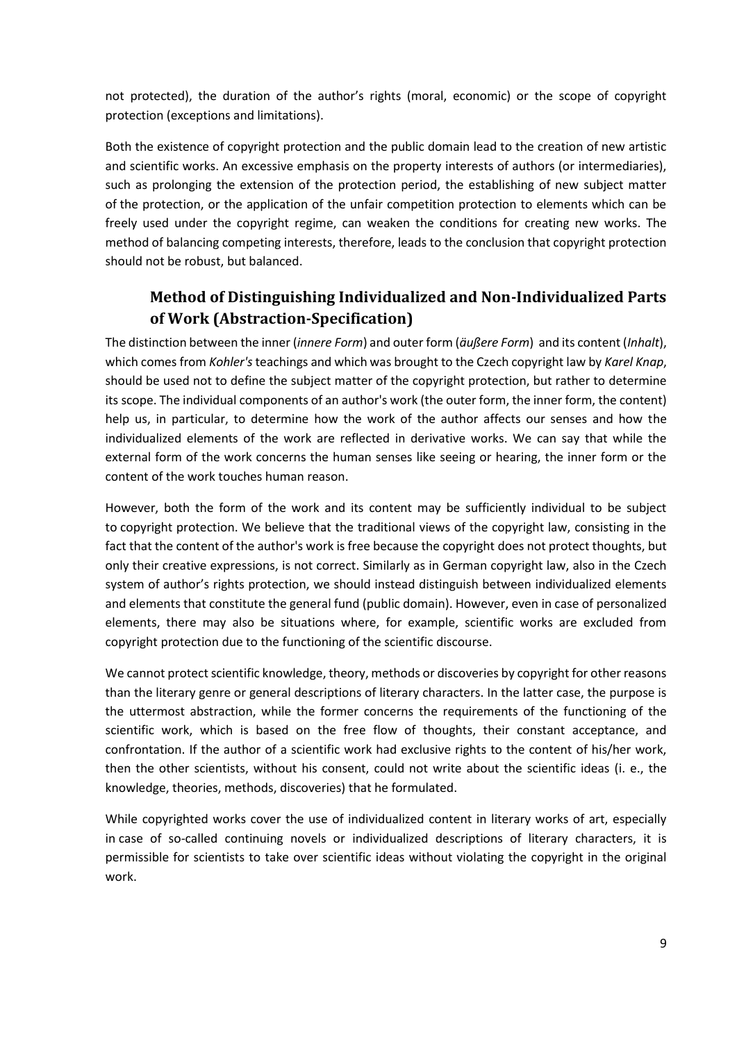not protected), the duration of the author's rights (moral, economic) or the scope of copyright protection (exceptions and limitations).

Both the existence of copyright protection and the public domain lead to the creation of new artistic and scientific works. An excessive emphasis on the property interests of authors (or intermediaries), such as prolonging the extension of the protection period, the establishing of new subject matter of the protection, or the application of the unfair competition protection to elements which can be freely used under the copyright regime, can weaken the conditions for creating new works. The method of balancing competing interests, therefore, leads to the conclusion that copyright protection should not be robust, but balanced.

## Method of Distinguishing Individualized and Non-Individualized Parts of Work (Abstraction-Specification)

The distinction between the inner (*innere Form*) and outer form (*äußere Form*) and its content (*Inhalt*), which comes from *Kohler's* teachings and which was brought to the Czech copyright law by *Karel Knap*, should be used not to define the subject matter of the copyright protection, but rather to determine its scope. The individual components of an author's work (the outer form, the inner form, the content) help us, in particular, to determine how the work of the author affects our senses and how the individualized elements of the work are reflected in derivative works. We can say that while the external form of the work concerns the human senses like seeing or hearing, the inner form or the content of the work touches human reason.

However, both the form of the work and its content may be sufficiently individual to be subject to copyright protection. We believe that the traditional views of the copyright law, consisting in the fact that the content of the author's work is free because the copyright does not protect thoughts, but only their creative expressions, is not correct. Similarly as in German copyright law, also in the Czech system of author's rights protection, we should instead distinguish between individualized elements and elements that constitute the general fund (public domain). However, even in case of personalized elements, there may also be situations where, for example, scientific works are excluded from copyright protection due to the functioning of the scientific discourse.

We cannot protect scientific knowledge, theory, methods or discoveries by copyright for other reasons than the literary genre or general descriptions of literary characters. In the latter case, the purpose is the uttermost abstraction, while the former concerns the requirements of the functioning of the scientific work, which is based on the free flow of thoughts, their constant acceptance, and confrontation. If the author of a scientific work had exclusive rights to the content of his/her work, then the other scientists, without his consent, could not write about the scientific ideas (i. e., the knowledge, theories, methods, discoveries) that he formulated.

While copyrighted works cover the use of individualized content in literary works of art, especially in case of so-called continuing novels or individualized descriptions of literary characters, it is permissible for scientists to take over scientific ideas without violating the copyright in the original work.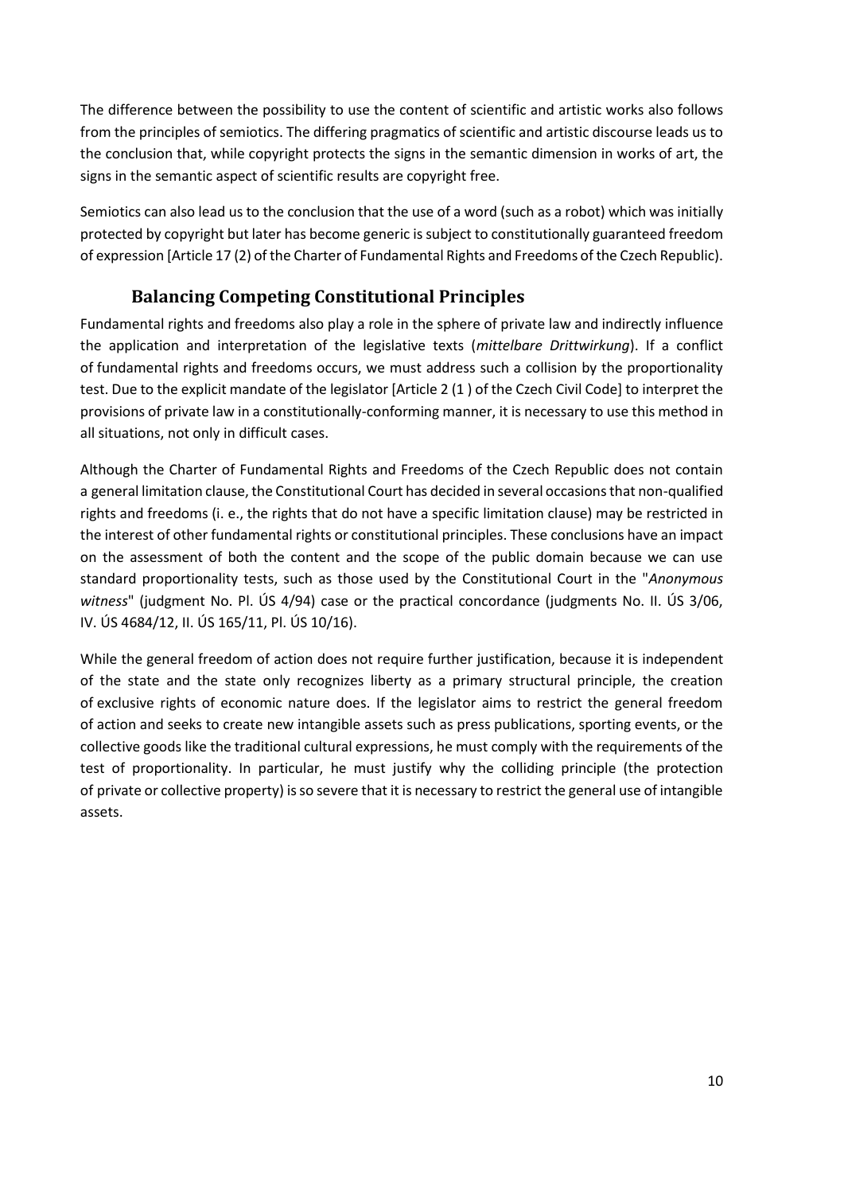The difference between the possibility to use the content of scientific and artistic works also follows from the principles of semiotics. The differing pragmatics of scientific and artistic discourse leads us to the conclusion that, while copyright protects the signs in the semantic dimension in works of art, the signs in the semantic aspect of scientific results are copyright free.

Semiotics can also lead us to the conclusion that the use of a word (such as a robot) which was initially protected by copyright but later has become generic is subject to constitutionally guaranteed freedom of expression [Article 17 (2) of the Charter of Fundamental Rights and Freedoms of the Czech Republic).

## Balancing Competing Constitutional Principles

Fundamental rights and freedoms also play a role in the sphere of private law and indirectly influence the application and interpretation of the legislative texts (*mittelbare Drittwirkung*). If a conflict of fundamental rights and freedoms occurs, we must address such a collision by the proportionality test. Due to the explicit mandate of the legislator [Article 2 (1 ) of the Czech Civil Code] to interpret the provisions of private law in a constitutionally-conforming manner, it is necessary to use this method in all situations, not only in difficult cases.

Although the Charter of Fundamental Rights and Freedoms of the Czech Republic does not contain a general limitation clause, the Constitutional Court has decided in several occasions that non-qualified rights and freedoms (i. e., the rights that do not have a specific limitation clause) may be restricted in the interest of other fundamental rights or constitutional principles. These conclusions have an impact on the assessment of both the content and the scope of the public domain because we can use standard proportionality tests, such as those used by the Constitutional Court in the "*Anonymous witness*" (judgment No. Pl. ÚS 4/94) case or the practical concordance (judgments No. II. ÚS 3/06, IV. ÚS 4684/12, II. ÚS 165/11, Pl. ÚS 10/16).

While the general freedom of action does not require further justification, because it is independent of the state and the state only recognizes liberty as a primary structural principle, the creation of exclusive rights of economic nature does. If the legislator aims to restrict the general freedom of action and seeks to create new intangible assets such as press publications, sporting events, or the collective goods like the traditional cultural expressions, he must comply with the requirements of the test of proportionality. In particular, he must justify why the colliding principle (the protection of private or collective property) is so severe that it is necessary to restrict the general use of intangible assets.